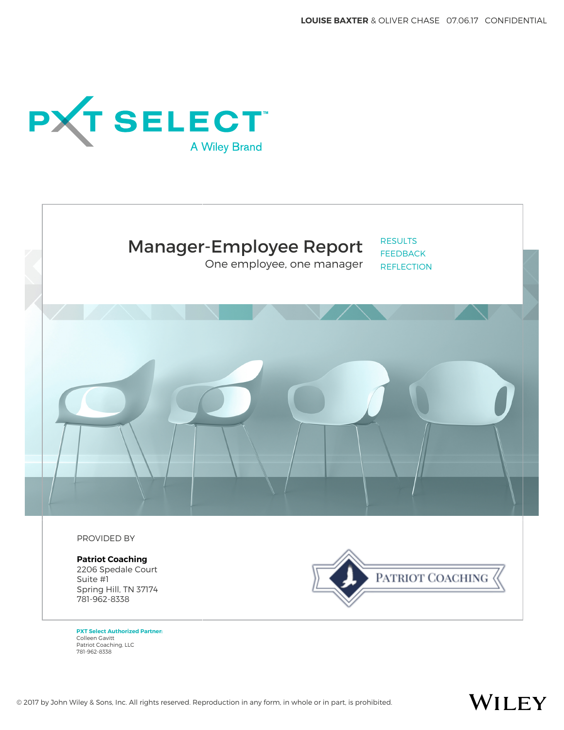LOUISE BAXTER & OLIVER CHASE 07.06.17 CONFIDENTIAL

PXT SELECT™

A Wiley Brand

# Manager-Employee Report

One employee, one manager

RESULTS
FEEDBACK
REFLECTION

PROVIDED BY

**Patriot Coaching**
2206 Spedale Court
Suite #1
Spring Hill, TN 37174
781-962-8338

PATRIOT COACHING

**PXT Select Authorized Partner:**
Colleen Gavitt
Patriot Coaching, LLC
781-962-8338

© 2017 by John Wiley & Sons, Inc. All rights reserved. Reproduction in any form, in whole or in part, is prohibited.

WILEY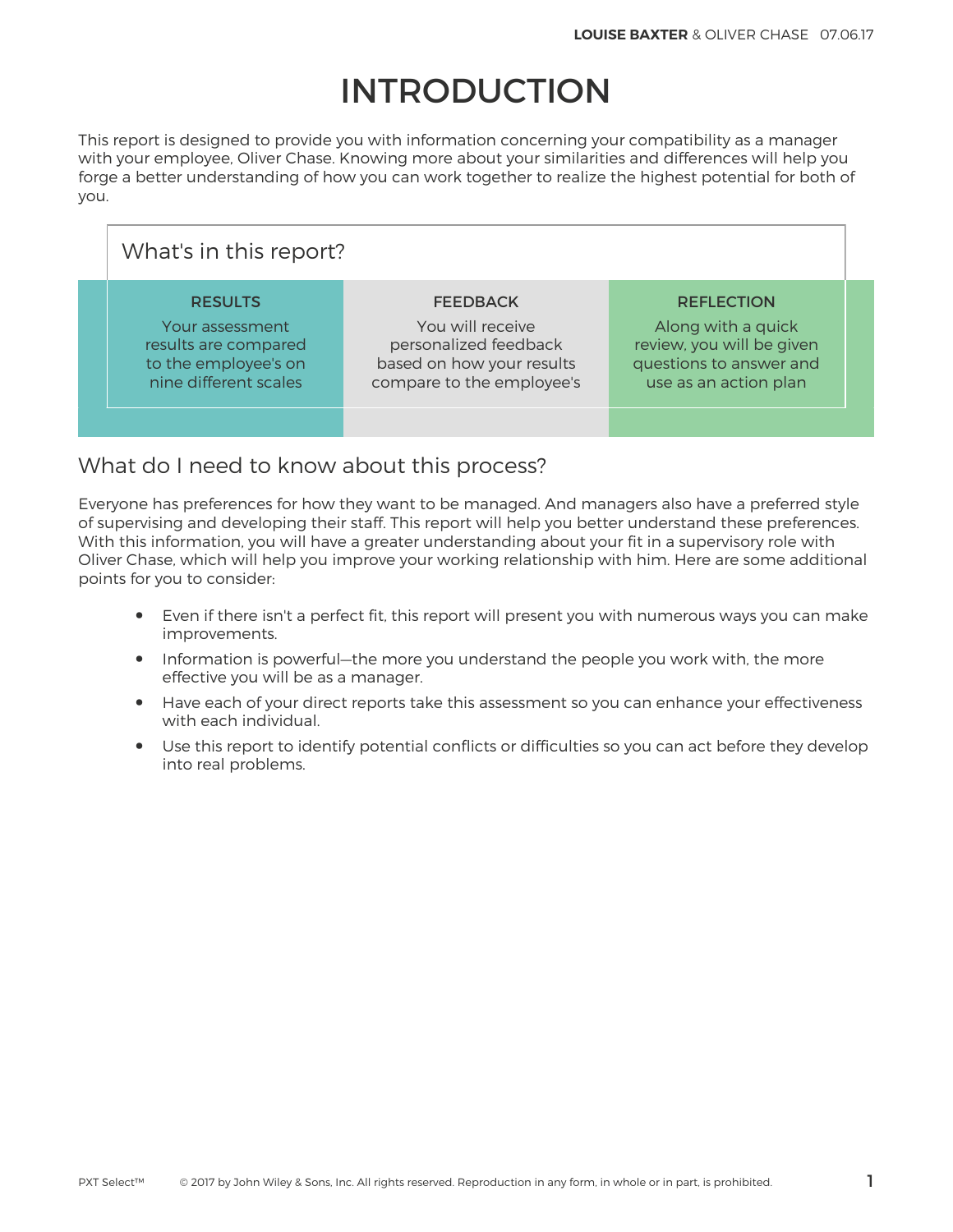# INTRODUCTION

This report is designed to provide you with information concerning your compatibility as a manager with your employee, Oliver Chase. Knowing more about your similarities and differences will help you forge a better understanding of how you can work together to realize the highest potential for both of you.

## What's in this report?

| RESULTS | FEEDBACK | REFLECTION |
| --- | --- | --- |
| Your assessment results are compared to the employee's on nine different scales | You will receive personalized feedback based on how your results compare to the employee's | Along with a quick review, you will be given questions to answer and use as an action plan |

## What do I need to know about this process?

Everyone has preferences for how they want to be managed. And managers also have a preferred style of supervising and developing their staff. This report will help you better understand these preferences. With this information, you will have a greater understanding about your fit in a supervisory role with Oliver Chase, which will help you improve your working relationship with him. Here are some additional points for you to consider:

- Even if there isn't a perfect fit, this report will present you with numerous ways you can make improvements.
- Information is powerful—the more you understand the people you work with, the more effective you will be as a manager.
- Have each of your direct reports take this assessment so you can enhance your effectiveness with each individual.
- Use this report to identify potential conflicts or difficulties so you can act before they develop into real problems.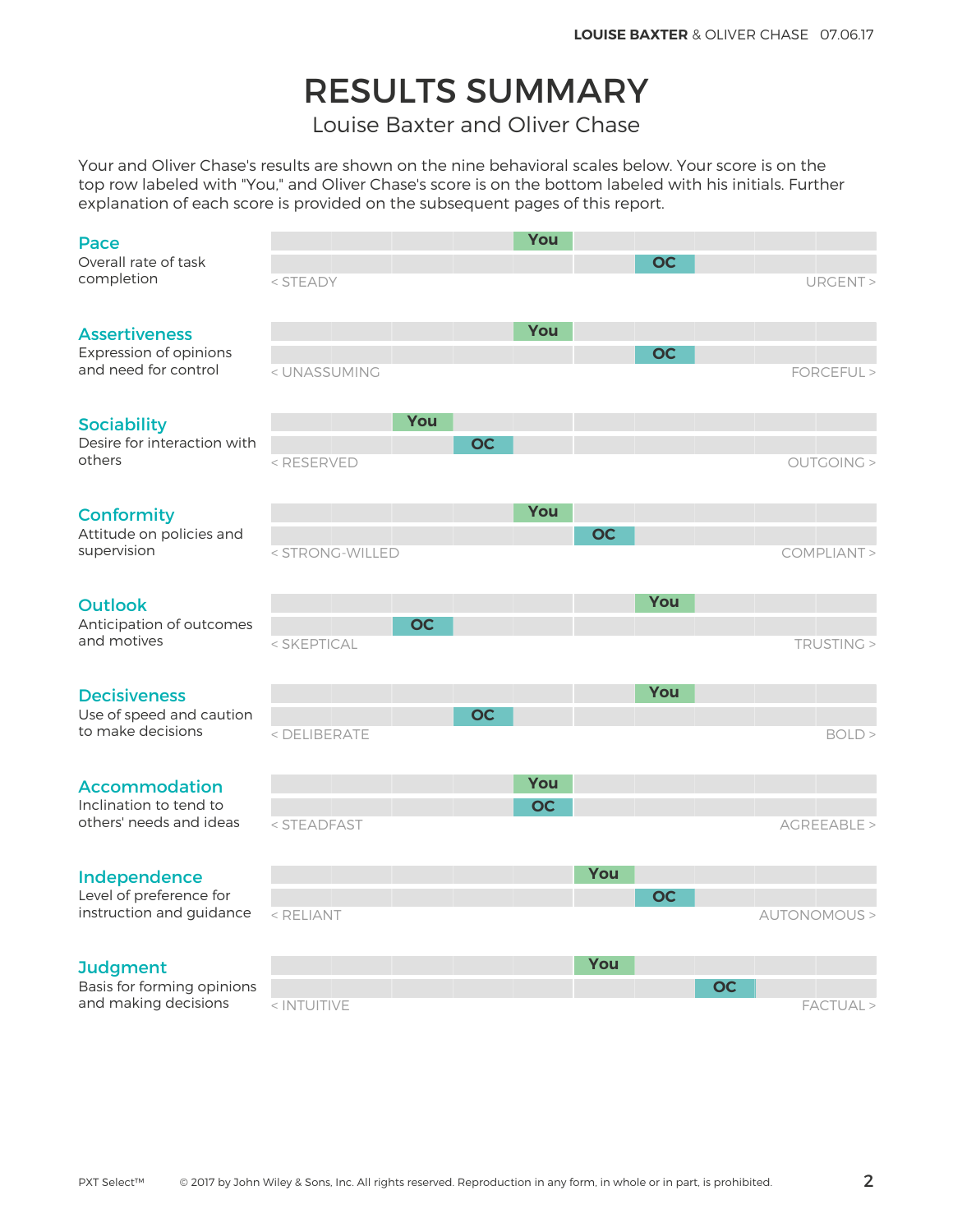# RESULTS SUMMARY

Louise Baxter and Oliver Chase

Your and Oliver Chase's results are shown on the nine behavioral scales below. Your score is on the top row labeled with "You," and Oliver Chase's score is on the bottom labeled with his initials. Further explanation of each score is provided on the subsequent pages of this report.

| Scale | Description | You | OC | Range |
|---|---|---|---|---|
| **Pace** | Overall rate of task completion | 5 | 7 | < STEADY — URGENT > |
| **Assertiveness** | Expression of opinions and need for control | 5 | 7 | < UNASSUMING — FORCEFUL > |
| **Sociability** | Desire for interaction with others | 3 | 4 | < RESERVED — OUTGOING > |
| **Conformity** | Attitude on policies and supervision | 5 | 6 | < STRONG-WILLED — COMPLIANT > |
| **Outlook** | Anticipation of outcomes and motives | 7 | 3 | < SKEPTICAL — TRUSTING > |
| **Decisiveness** | Use of speed and caution to make decisions | 7 | 4 | < DELIBERATE — BOLD > |
| **Accommodation** | Inclination to tend to others' needs and ideas | 5 | 5 | < STEADFAST — AGREEABLE > |
| **Independence** | Level of preference for instruction and guidance | 6 | 7 | < RELIANT — AUTONOMOUS > |
| **Judgment** | Basis for forming opinions and making decisions | 6 | 8 | < INTUITIVE — FACTUAL > |

PXT Select™ © 2017 by John Wiley & Sons, Inc. All rights reserved. Reproduction in any form, in whole or in part, is prohibited.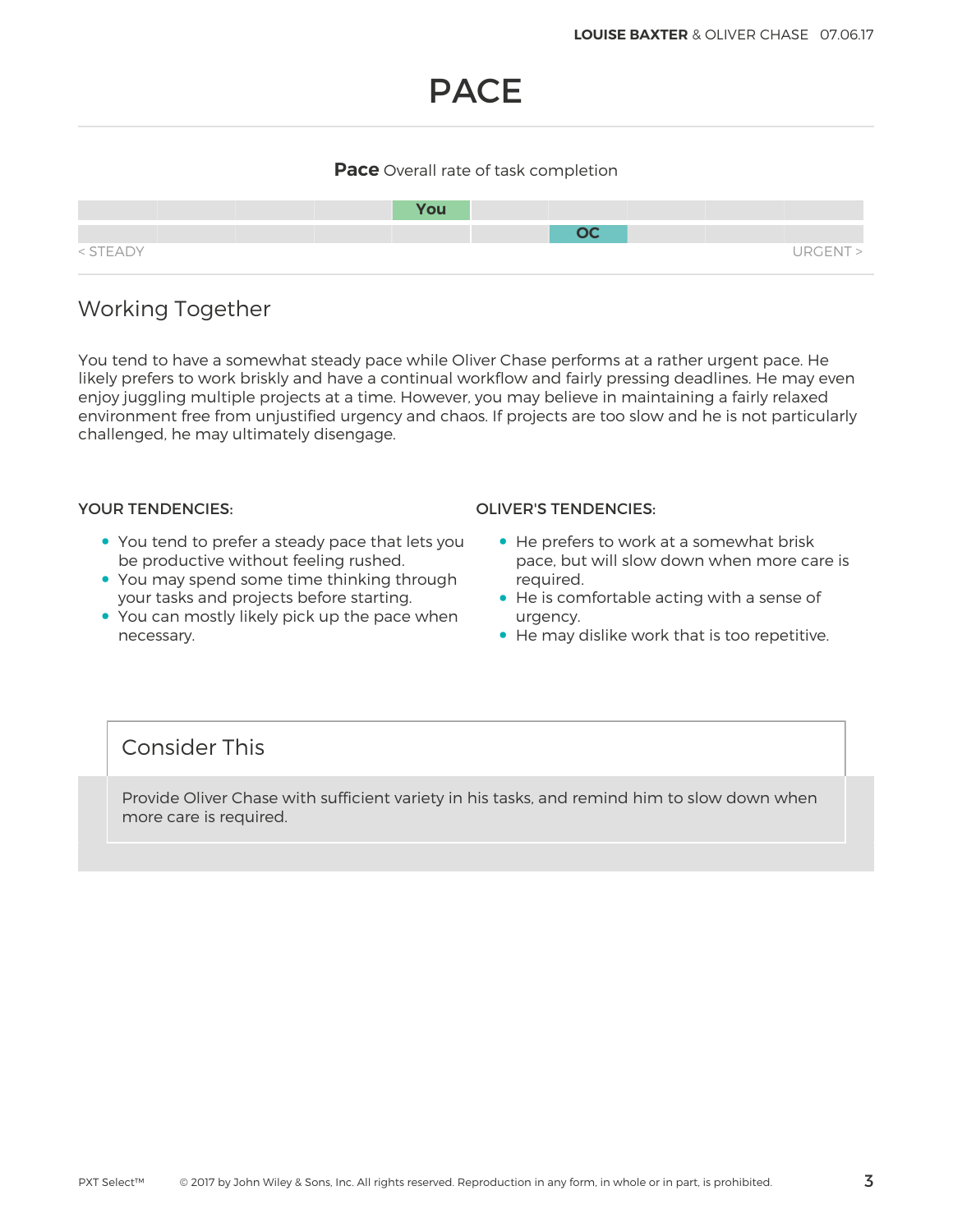# PACE

**Pace** Overall rate of task completion

| < STEADY | | | | | | | | | URGENT > |
|---|---|---|---|---|---|---|---|---|---|
| | | | | You | | | | | |
| | | | | | | OC | | | |

## Working Together

You tend to have a somewhat steady pace while Oliver Chase performs at a rather urgent pace. He likely prefers to work briskly and have a continual workflow and fairly pressing deadlines. He may even enjoy juggling multiple projects at a time. However, you may believe in maintaining a fairly relaxed environment free from unjustified urgency and chaos. If projects are too slow and he is not particularly challenged, he may ultimately disengage.

**YOUR TENDENCIES:**

- You tend to prefer a steady pace that lets you be productive without feeling rushed.
- You may spend some time thinking through your tasks and projects before starting.
- You can mostly likely pick up the pace when necessary.

**OLIVER'S TENDENCIES:**

- He prefers to work at a somewhat brisk pace, but will slow down when more care is required.
- He is comfortable acting with a sense of urgency.
- He may dislike work that is too repetitive.

## Consider This

Provide Oliver Chase with sufficient variety in his tasks, and remind him to slow down when more care is required.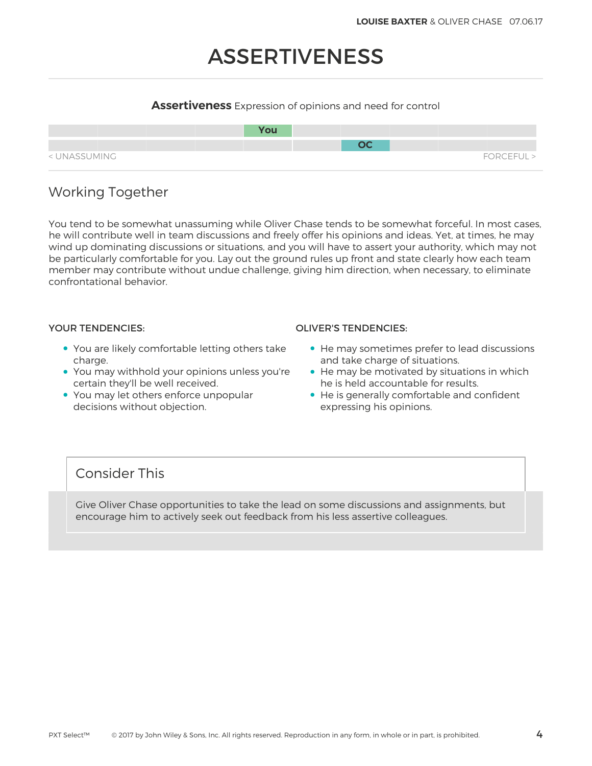# ASSERTIVENESS

**Assertiveness** Expression of opinions and need for control

You

OC

< UNASSUMING FORCEFUL >

## Working Together

You tend to be somewhat unassuming while Oliver Chase tends to be somewhat forceful. In most cases, he will contribute well in team discussions and freely offer his opinions and ideas. Yet, at times, he may wind up dominating discussions or situations, and you will have to assert your authority, which may not be particularly comfortable for you. Lay out the ground rules up front and state clearly how each team member may contribute without undue challenge, giving him direction, when necessary, to eliminate confrontational behavior.

### YOUR TENDENCIES:

- You are likely comfortable letting others take charge.
- You may withhold your opinions unless you're certain they'll be well received.
- You may let others enforce unpopular decisions without objection.

### OLIVER'S TENDENCIES:

- He may sometimes prefer to lead discussions and take charge of situations.
- He may be motivated by situations in which he is held accountable for results.
- He is generally comfortable and confident expressing his opinions.

## Consider This

Give Oliver Chase opportunities to take the lead on some discussions and assignments, but encourage him to actively seek out feedback from his less assertive colleagues.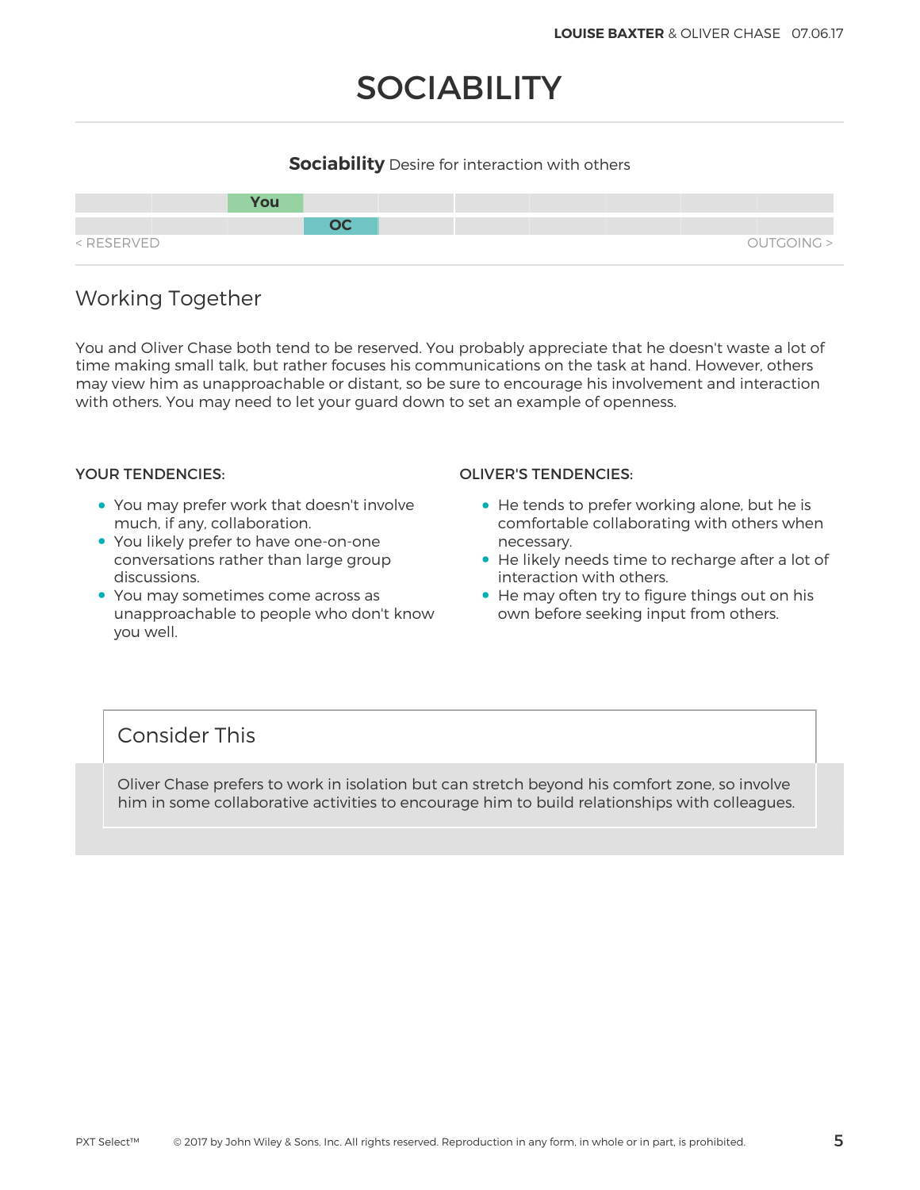# SOCIABILITY

**Sociability** Desire for interaction with others

| | | | | | | | | | |
|---|---|---|---|---|---|---|---|---|---|
| | | You | | | | | | | |
| | | | OC | | | | | | |

< RESERVED  OUTGOING >

## Working Together

You and Oliver Chase both tend to be reserved. You probably appreciate that he doesn't waste a lot of time making small talk, but rather focuses his communications on the task at hand. However, others may view him as unapproachable or distant, so be sure to encourage his involvement and interaction with others. You may need to let your guard down to set an example of openness.

### YOUR TENDENCIES:

- You may prefer work that doesn't involve much, if any, collaboration.
- You likely prefer to have one-on-one conversations rather than large group discussions.
- You may sometimes come across as unapproachable to people who don't know you well.

### OLIVER'S TENDENCIES:

- He tends to prefer working alone, but he is comfortable collaborating with others when necessary.
- He likely needs time to recharge after a lot of interaction with others.
- He may often try to figure things out on his own before seeking input from others.

## Consider This

Oliver Chase prefers to work in isolation but can stretch beyond his comfort zone, so involve him in some collaborative activities to encourage him to build relationships with colleagues.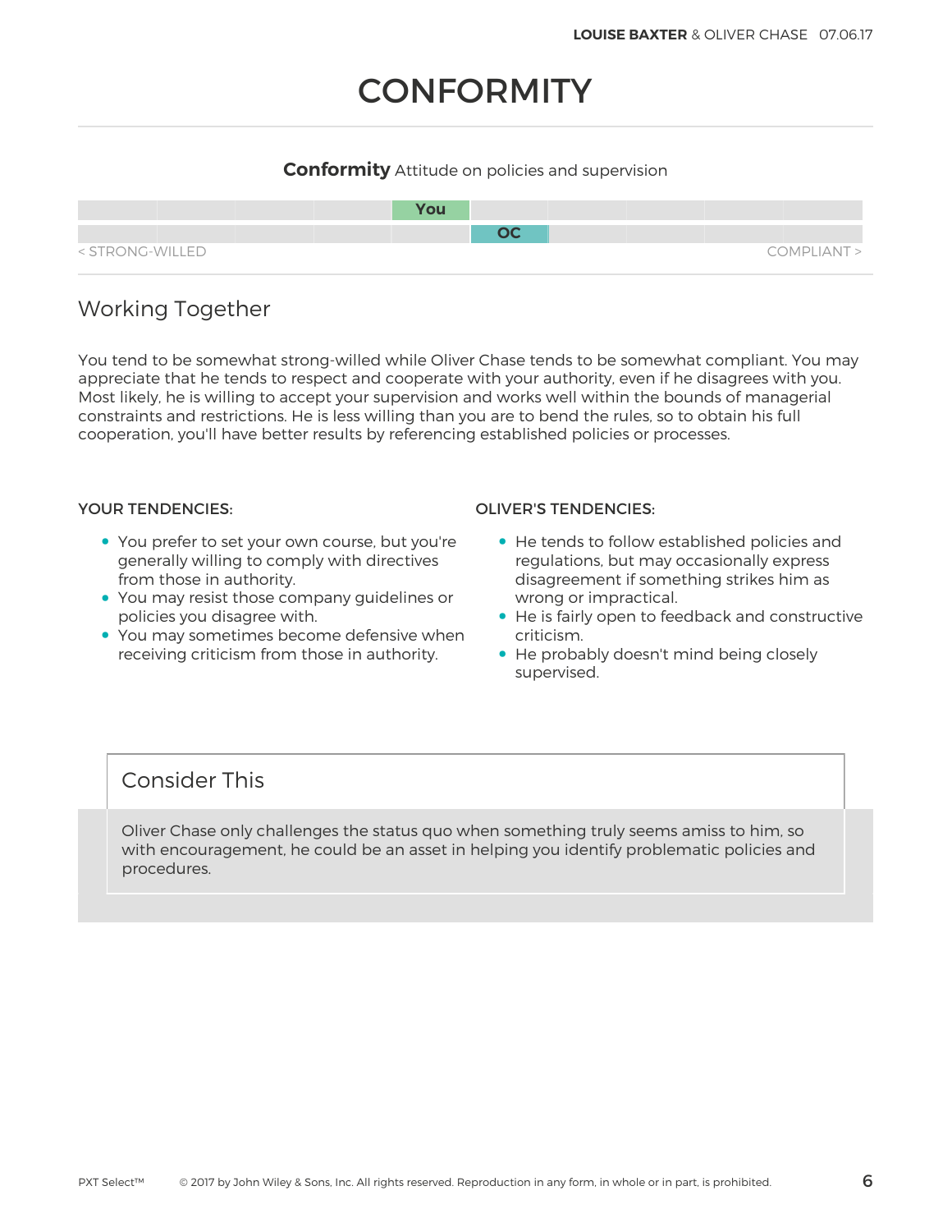# CONFORMITY

**Conformity** Attitude on policies and supervision

< STRONG-WILLED | COMPLIANT >

## Working Together

You tend to be somewhat strong-willed while Oliver Chase tends to be somewhat compliant. You may appreciate that he tends to respect and cooperate with your authority, even if he disagrees with you. Most likely, he is willing to accept your supervision and works well within the bounds of managerial constraints and restrictions. He is less willing than you are to bend the rules, so to obtain his full cooperation, you'll have better results by referencing established policies or processes.

### YOUR TENDENCIES:

- You prefer to set your own course, but you're generally willing to comply with directives from those in authority.
- You may resist those company guidelines or policies you disagree with.
- You may sometimes become defensive when receiving criticism from those in authority.

### OLIVER'S TENDENCIES:

- He tends to follow established policies and regulations, but may occasionally express disagreement if something strikes him as wrong or impractical.
- He is fairly open to feedback and constructive criticism.
- He probably doesn't mind being closely supervised.

### Consider This

Oliver Chase only challenges the status quo when something truly seems amiss to him, so with encouragement, he could be an asset in helping you identify problematic policies and procedures.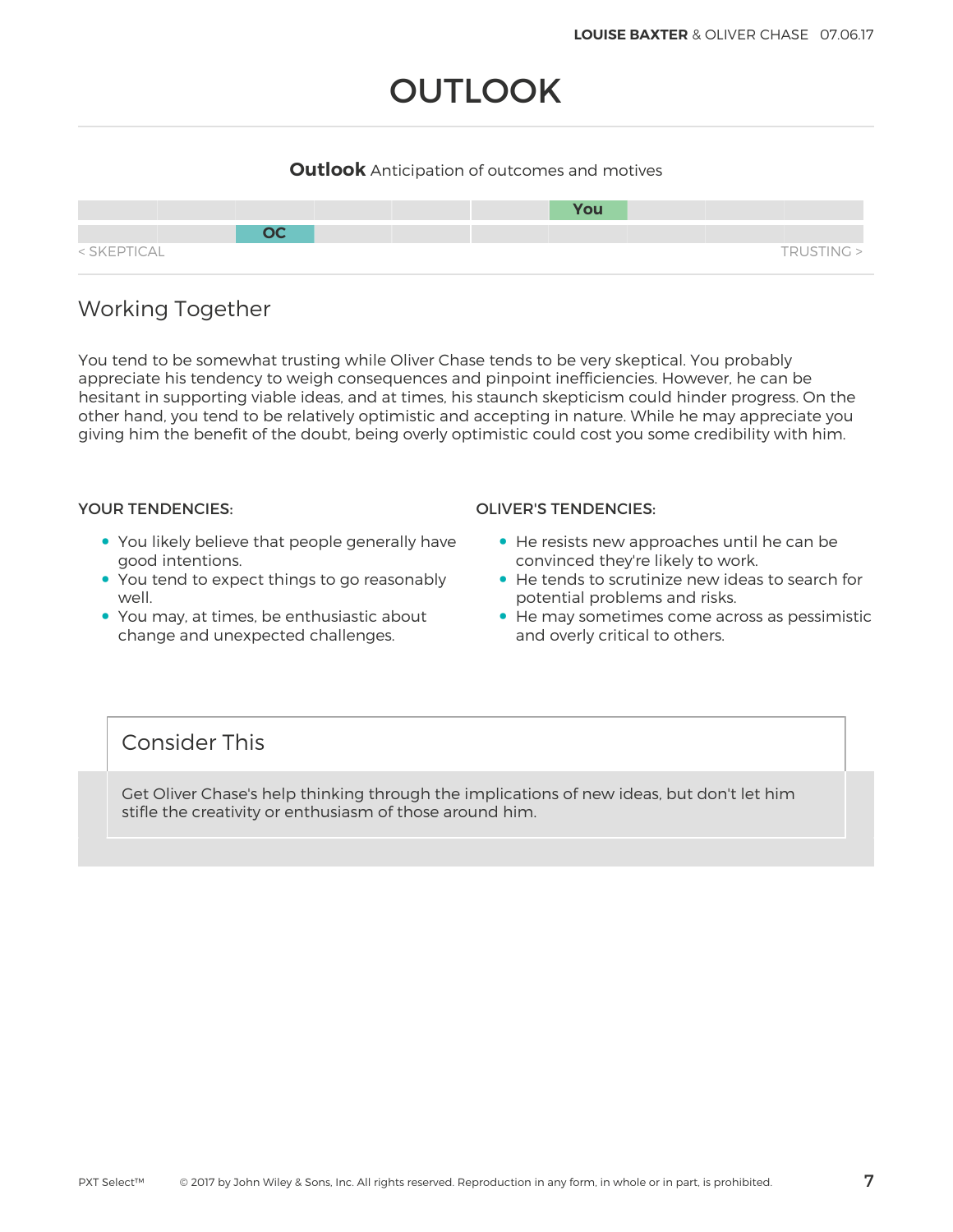# OUTLOOK

**Outlook** Anticipation of outcomes and motives

| | | | | | | | | | |
|---|---|---|---|---|---|---|---|---|---|
| | | | | | | You | | | |
| | | OC | | | | | | | |

< SKEPTICAL — TRUSTING >

## Working Together

You tend to be somewhat trusting while Oliver Chase tends to be very skeptical. You probably appreciate his tendency to weigh consequences and pinpoint inefficiencies. However, he can be hesitant in supporting viable ideas, and at times, his staunch skepticism could hinder progress. On the other hand, you tend to be relatively optimistic and accepting in nature. While he may appreciate you giving him the benefit of the doubt, being overly optimistic could cost you some credibility with him.

**YOUR TENDENCIES:**

- You likely believe that people generally have good intentions.
- You tend to expect things to go reasonably well.
- You may, at times, be enthusiastic about change and unexpected challenges.

**OLIVER'S TENDENCIES:**

- He resists new approaches until he can be convinced they're likely to work.
- He tends to scrutinize new ideas to search for potential problems and risks.
- He may sometimes come across as pessimistic and overly critical to others.

## Consider This

Get Oliver Chase's help thinking through the implications of new ideas, but don't let him stifle the creativity or enthusiasm of those around him.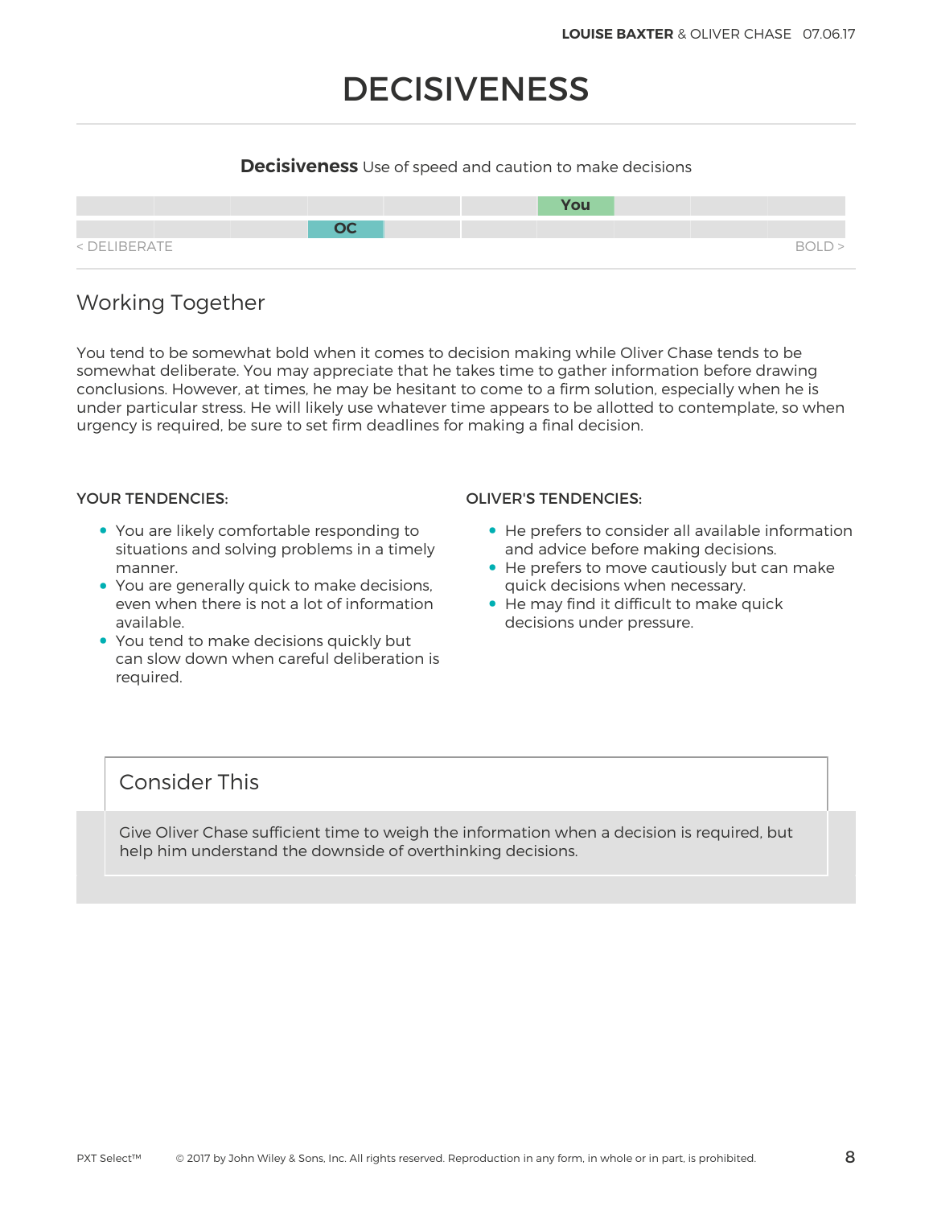# DECISIVENESS

**Decisiveness** Use of speed and caution to make decisions

You

OC

< DELIBERATE BOLD >

## Working Together

You tend to be somewhat bold when it comes to decision making while Oliver Chase tends to be somewhat deliberate. You may appreciate that he takes time to gather information before drawing conclusions. However, at times, he may be hesitant to come to a firm solution, especially when he is under particular stress. He will likely use whatever time appears to be allotted to contemplate, so when urgency is required, be sure to set firm deadlines for making a final decision.

### YOUR TENDENCIES:

- You are likely comfortable responding to situations and solving problems in a timely manner.
- You are generally quick to make decisions, even when there is not a lot of information available.
- You tend to make decisions quickly but can slow down when careful deliberation is required.

### OLIVER'S TENDENCIES:

- He prefers to consider all available information and advice before making decisions.
- He prefers to move cautiously but can make quick decisions when necessary.
- He may find it difficult to make quick decisions under pressure.

## Consider This

Give Oliver Chase sufficient time to weigh the information when a decision is required, but help him understand the downside of overthinking decisions.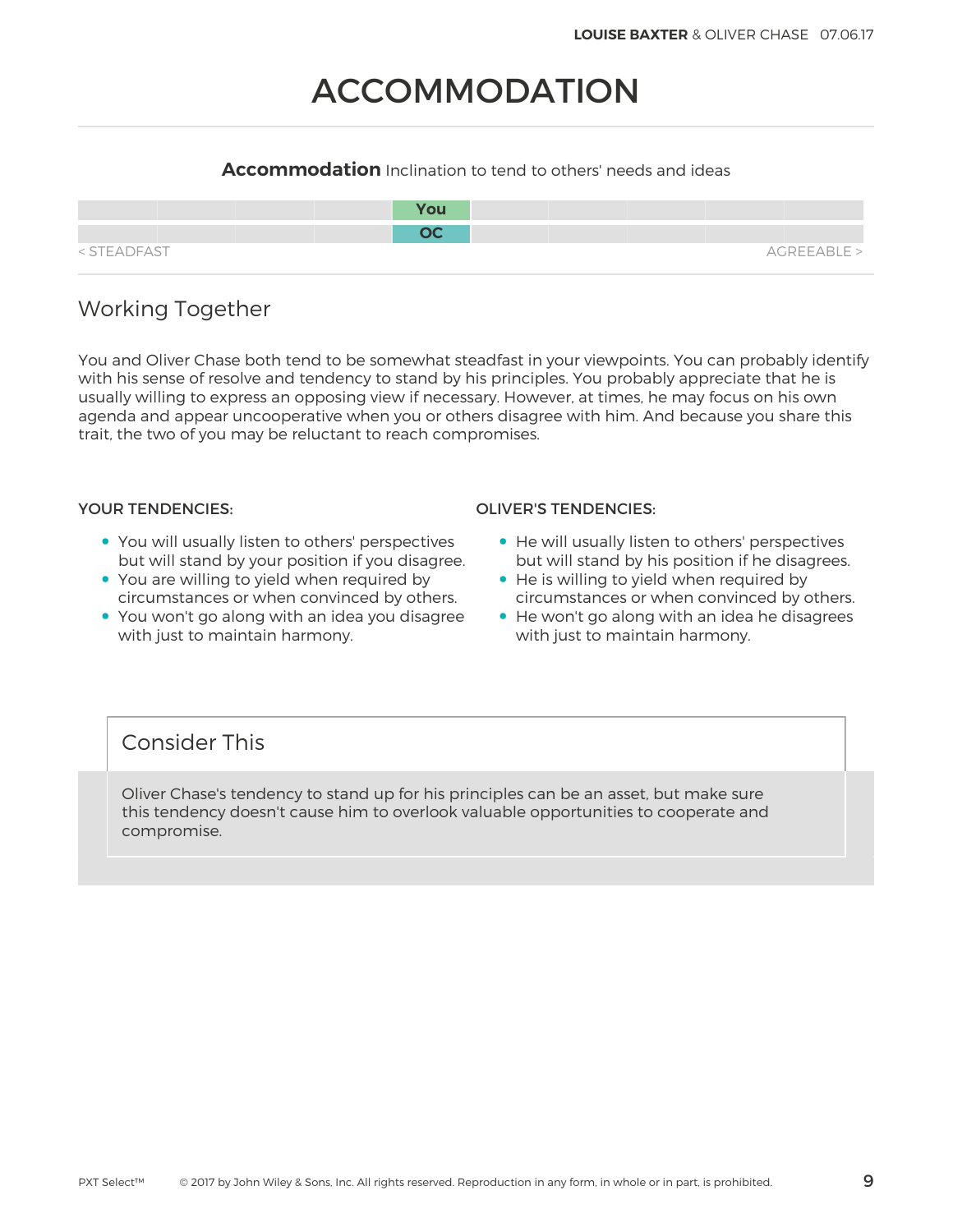# ACCOMMODATION

**Accommodation** Inclination to tend to others' needs and ideas

| | | | | | | | | | |
|---|---|---|---|---|---|---|---|---|---|
| | | | | You | | | | | |
| | | | | OC | | | | | |

< STEADFAST AGREEABLE >

## Working Together

You and Oliver Chase both tend to be somewhat steadfast in your viewpoints. You can probably identify with his sense of resolve and tendency to stand by his principles. You probably appreciate that he is usually willing to express an opposing view if necessary. However, at times, he may focus on his own agenda and appear uncooperative when you or others disagree with him. And because you share this trait, the two of you may be reluctant to reach compromises.

### YOUR TENDENCIES:

- You will usually listen to others' perspectives but will stand by your position if you disagree.
- You are willing to yield when required by circumstances or when convinced by others.
- You won't go along with an idea you disagree with just to maintain harmony.

### OLIVER'S TENDENCIES:

- He will usually listen to others' perspectives but will stand by his position if he disagrees.
- He is willing to yield when required by circumstances or when convinced by others.
- He won't go along with an idea he disagrees with just to maintain harmony.

## Consider This

Oliver Chase's tendency to stand up for his principles can be an asset, but make sure this tendency doesn't cause him to overlook valuable opportunities to cooperate and compromise.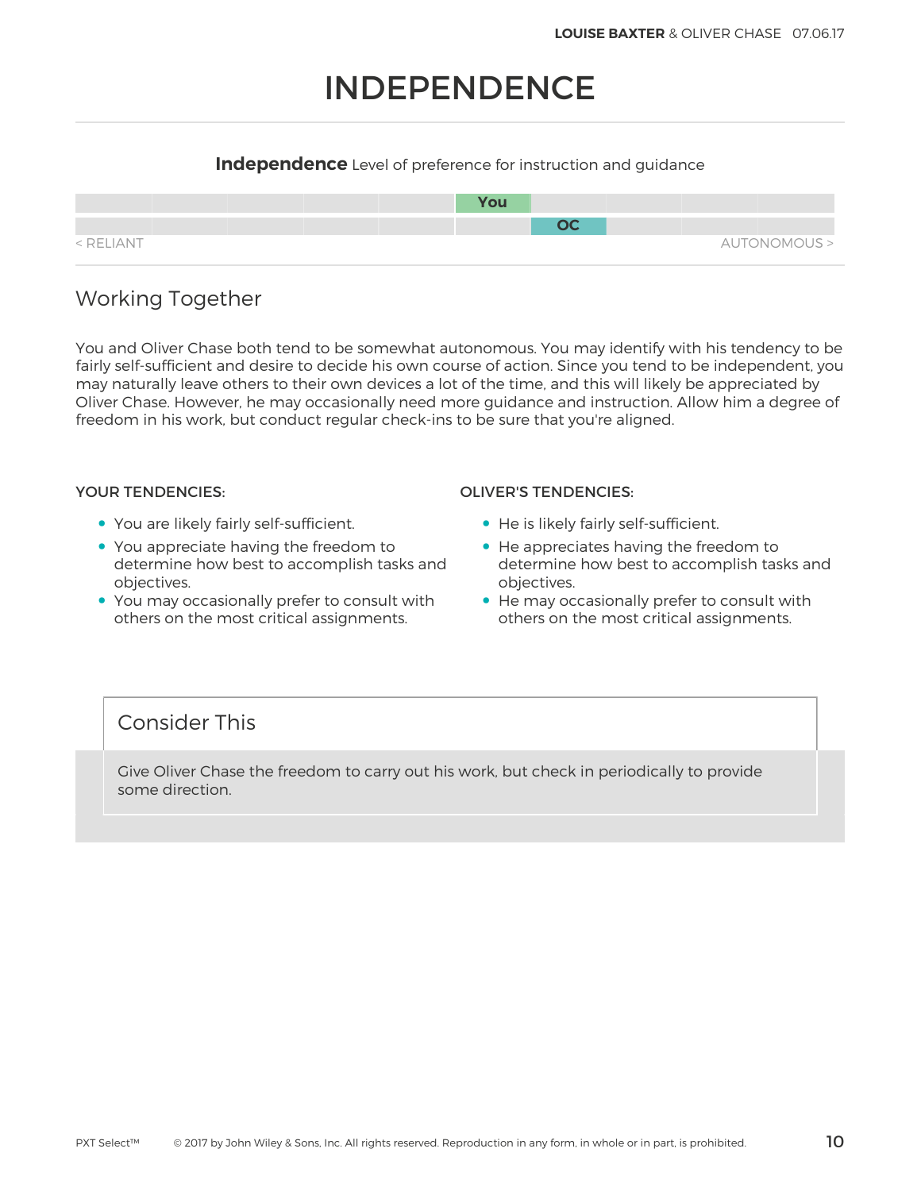# INDEPENDENCE

**Independence** Level of preference for instruction and guidance

| | | | | | | | | | |
|---|---|---|---|---|---|---|---|---|---|
| | | | | | You | | | | |
| | | | | | | OC | | | |

< RELIANT — AUTONOMOUS >

## Working Together

You and Oliver Chase both tend to be somewhat autonomous. You may identify with his tendency to be fairly self-sufficient and desire to decide his own course of action. Since you tend to be independent, you may naturally leave others to their own devices a lot of the time, and this will likely be appreciated by Oliver Chase. However, he may occasionally need more guidance and instruction. Allow him a degree of freedom in his work, but conduct regular check-ins to be sure that you're aligned.

### YOUR TENDENCIES:

- You are likely fairly self-sufficient.
- You appreciate having the freedom to determine how best to accomplish tasks and objectives.
- You may occasionally prefer to consult with others on the most critical assignments.

### OLIVER'S TENDENCIES:

- He is likely fairly self-sufficient.
- He appreciates having the freedom to determine how best to accomplish tasks and objectives.
- He may occasionally prefer to consult with others on the most critical assignments.

## Consider This

Give Oliver Chase the freedom to carry out his work, but check in periodically to provide some direction.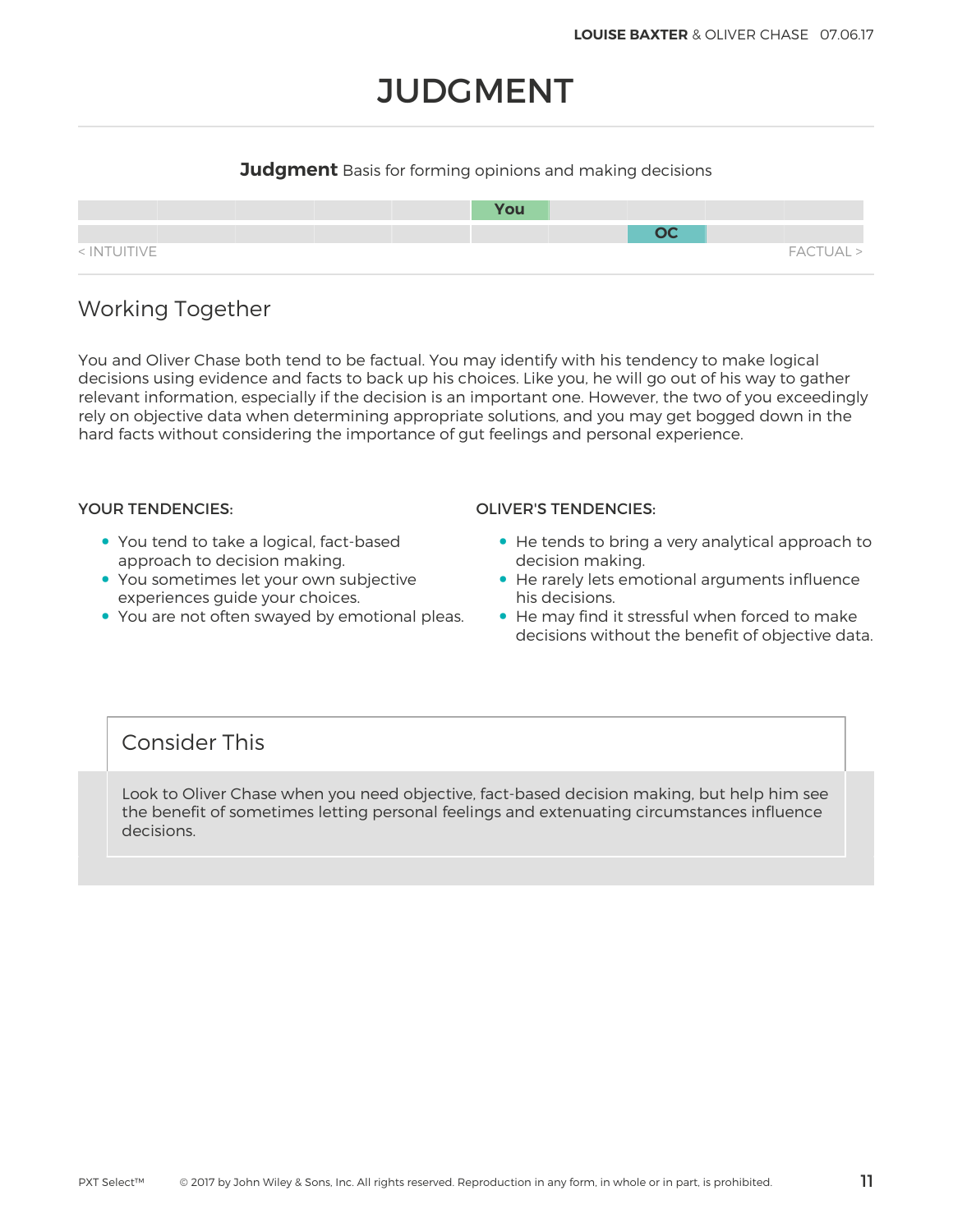# JUDGMENT

**Judgment** Basis for forming opinions and making decisions

| | | | | | | | | | |
|---|---|---|---|---|---|---|---|---|---|
| | | | | | You | | | | |
| | | | | | | | OC | | |

< INTUITIVE FACTUAL >

## Working Together

You and Oliver Chase both tend to be factual. You may identify with his tendency to make logical decisions using evidence and facts to back up his choices. Like you, he will go out of his way to gather relevant information, especially if the decision is an important one. However, the two of you exceedingly rely on objective data when determining appropriate solutions, and you may get bogged down in the hard facts without considering the importance of gut feelings and personal experience.

**YOUR TENDENCIES:**

- You tend to take a logical, fact-based approach to decision making.
- You sometimes let your own subjective experiences guide your choices.
- You are not often swayed by emotional pleas.

**OLIVER'S TENDENCIES:**

- He tends to bring a very analytical approach to decision making.
- He rarely lets emotional arguments influence his decisions.
- He may find it stressful when forced to make decisions without the benefit of objective data.

## Consider This

Look to Oliver Chase when you need objective, fact-based decision making, but help him see the benefit of sometimes letting personal feelings and extenuating circumstances influence decisions.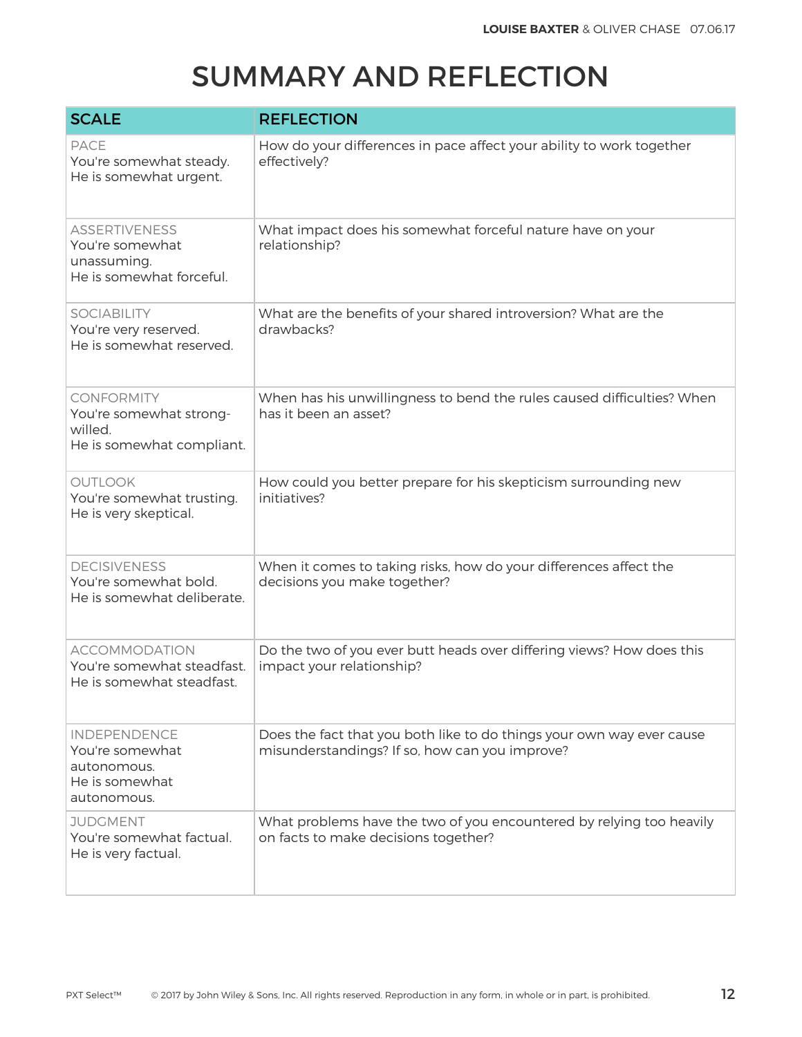# SUMMARY AND REFLECTION

| SCALE | REFLECTION |
|---|---|
| PACE<br>You're somewhat steady.<br>He is somewhat urgent. | How do your differences in pace affect your ability to work together effectively? |
| ASSERTIVENESS<br>You're somewhat unassuming.<br>He is somewhat forceful. | What impact does his somewhat forceful nature have on your relationship? |
| SOCIABILITY<br>You're very reserved.<br>He is somewhat reserved. | What are the benefits of your shared introversion? What are the drawbacks? |
| CONFORMITY<br>You're somewhat strong-willed.<br>He is somewhat compliant. | When has his unwillingness to bend the rules caused difficulties? When has it been an asset? |
| OUTLOOK<br>You're somewhat trusting.<br>He is very skeptical. | How could you better prepare for his skepticism surrounding new initiatives? |
| DECISIVENESS<br>You're somewhat bold.<br>He is somewhat deliberate. | When it comes to taking risks, how do your differences affect the decisions you make together? |
| ACCOMMODATION<br>You're somewhat steadfast.<br>He is somewhat steadfast. | Do the two of you ever butt heads over differing views? How does this impact your relationship? |
| INDEPENDENCE<br>You're somewhat autonomous.<br>He is somewhat autonomous. | Does the fact that you both like to do things your own way ever cause misunderstandings? If so, how can you improve? |
| JUDGMENT<br>You're somewhat factual.<br>He is very factual. | What problems have the two of you encountered by relying too heavily on facts to make decisions together? |